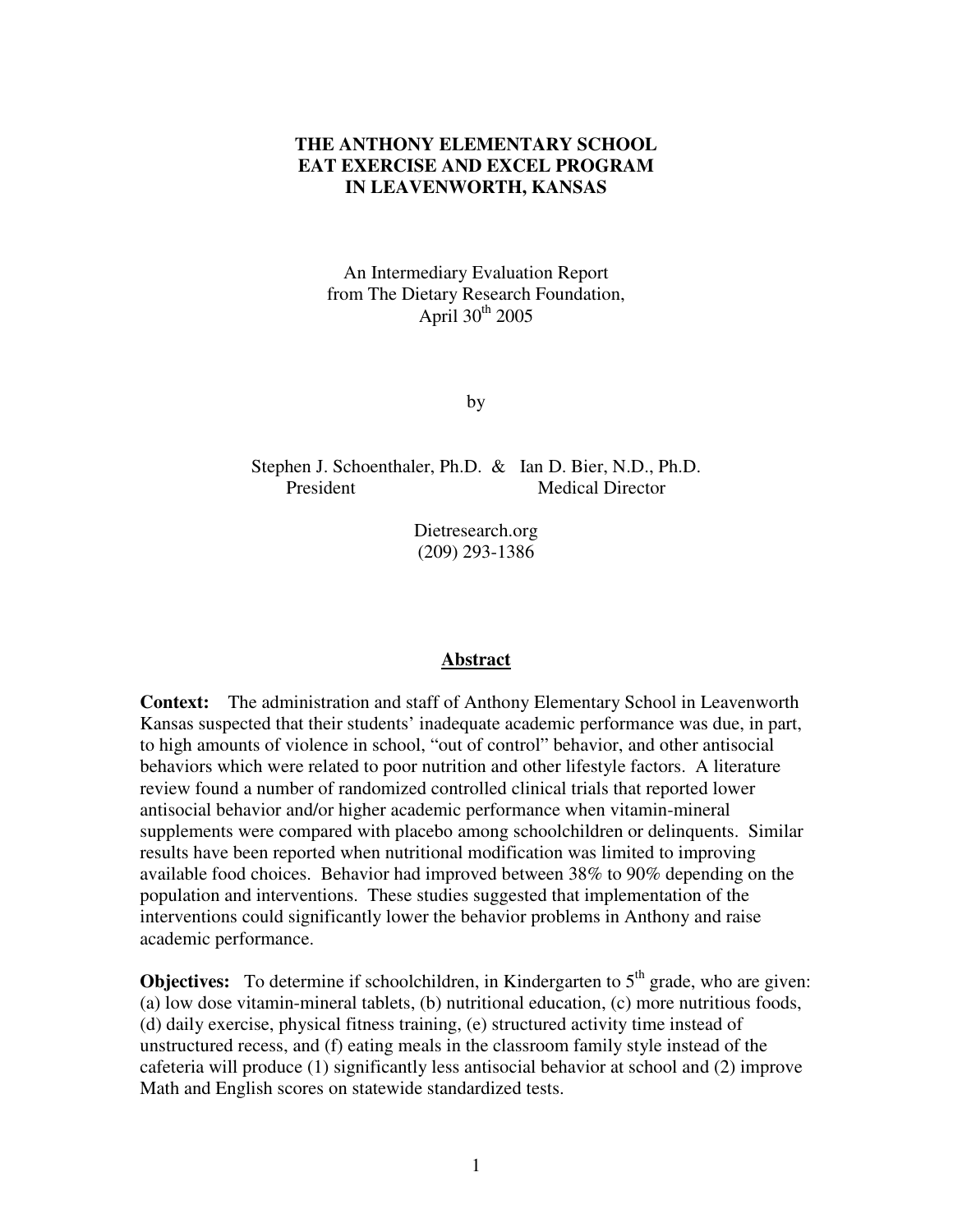# THE ANTHONY ELEMENTARY SCHOOL EAT EXERCISE AND EXCEL PROGRAM IN LEAVENWORTH, KANSAS

An Intermediary Evaluation Report
from The Dietary Research Foundation,
April 30th 2005

by

Stephen J. Schoenthaler, Ph.D. & Ian D. Bier, N.D., Ph.D.
President Medical Director

Dietresearch.org
(209) 293-1386

## Abstract

**Context:** The administration and staff of Anthony Elementary School in Leavenworth Kansas suspected that their students' inadequate academic performance was due, in part, to high amounts of violence in school, "out of control" behavior, and other antisocial behaviors which were related to poor nutrition and other lifestyle factors. A literature review found a number of randomized controlled clinical trials that reported lower antisocial behavior and/or higher academic performance when vitamin-mineral supplements were compared with placebo among schoolchildren or delinquents. Similar results have been reported when nutritional modification was limited to improving available food choices. Behavior had improved between 38% to 90% depending on the population and interventions. These studies suggested that implementation of the interventions could significantly lower the behavior problems in Anthony and raise academic performance.

**Objectives:** To determine if schoolchildren, in Kindergarten to 5th grade, who are given: (a) low dose vitamin-mineral tablets, (b) nutritional education, (c) more nutritious foods, (d) daily exercise, physical fitness training, (e) structured activity time instead of unstructured recess, and (f) eating meals in the classroom family style instead of the cafeteria will produce (1) significantly less antisocial behavior at school and (2) improve Math and English scores on statewide standardized tests.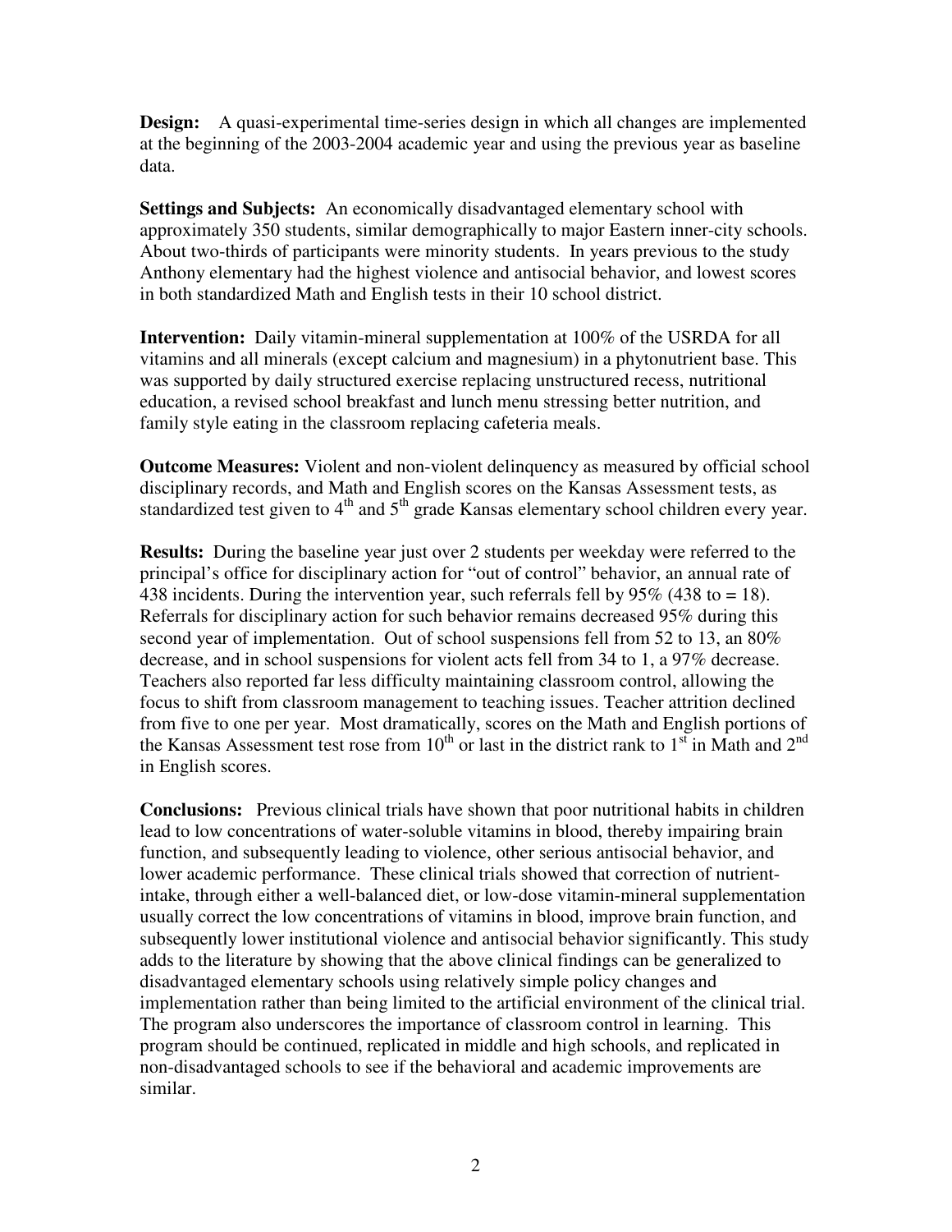**Design:** A quasi-experimental time-series design in which all changes are implemented at the beginning of the 2003-2004 academic year and using the previous year as baseline data.

**Settings and Subjects:** An economically disadvantaged elementary school with approximately 350 students, similar demographically to major Eastern inner-city schools. About two-thirds of participants were minority students. In years previous to the study Anthony elementary had the highest violence and antisocial behavior, and lowest scores in both standardized Math and English tests in their 10 school district.

**Intervention:** Daily vitamin-mineral supplementation at 100% of the USRDA for all vitamins and all minerals (except calcium and magnesium) in a phytonutrient base. This was supported by daily structured exercise replacing unstructured recess, nutritional education, a revised school breakfast and lunch menu stressing better nutrition, and family style eating in the classroom replacing cafeteria meals.

**Outcome Measures:** Violent and non-violent delinquency as measured by official school disciplinary records, and Math and English scores on the Kansas Assessment tests, as standardized test given to 4th and 5th grade Kansas elementary school children every year.

**Results:** During the baseline year just over 2 students per weekday were referred to the principal's office for disciplinary action for "out of control" behavior, an annual rate of 438 incidents. During the intervention year, such referrals fell by 95% (438 to = 18). Referrals for disciplinary action for such behavior remains decreased 95% during this second year of implementation. Out of school suspensions fell from 52 to 13, an 80% decrease, and in school suspensions for violent acts fell from 34 to 1, a 97% decrease. Teachers also reported far less difficulty maintaining classroom control, allowing the focus to shift from classroom management to teaching issues. Teacher attrition declined from five to one per year. Most dramatically, scores on the Math and English portions of the Kansas Assessment test rose from 10th or last in the district rank to 1st in Math and 2nd in English scores.

**Conclusions:** Previous clinical trials have shown that poor nutritional habits in children lead to low concentrations of water-soluble vitamins in blood, thereby impairing brain function, and subsequently leading to violence, other serious antisocial behavior, and lower academic performance. These clinical trials showed that correction of nutrient-intake, through either a well-balanced diet, or low-dose vitamin-mineral supplementation usually correct the low concentrations of vitamins in blood, improve brain function, and subsequently lower institutional violence and antisocial behavior significantly. This study adds to the literature by showing that the above clinical findings can be generalized to disadvantaged elementary schools using relatively simple policy changes and implementation rather than being limited to the artificial environment of the clinical trial. The program also underscores the importance of classroom control in learning. This program should be continued, replicated in middle and high schools, and replicated in non-disadvantaged schools to see if the behavioral and academic improvements are similar.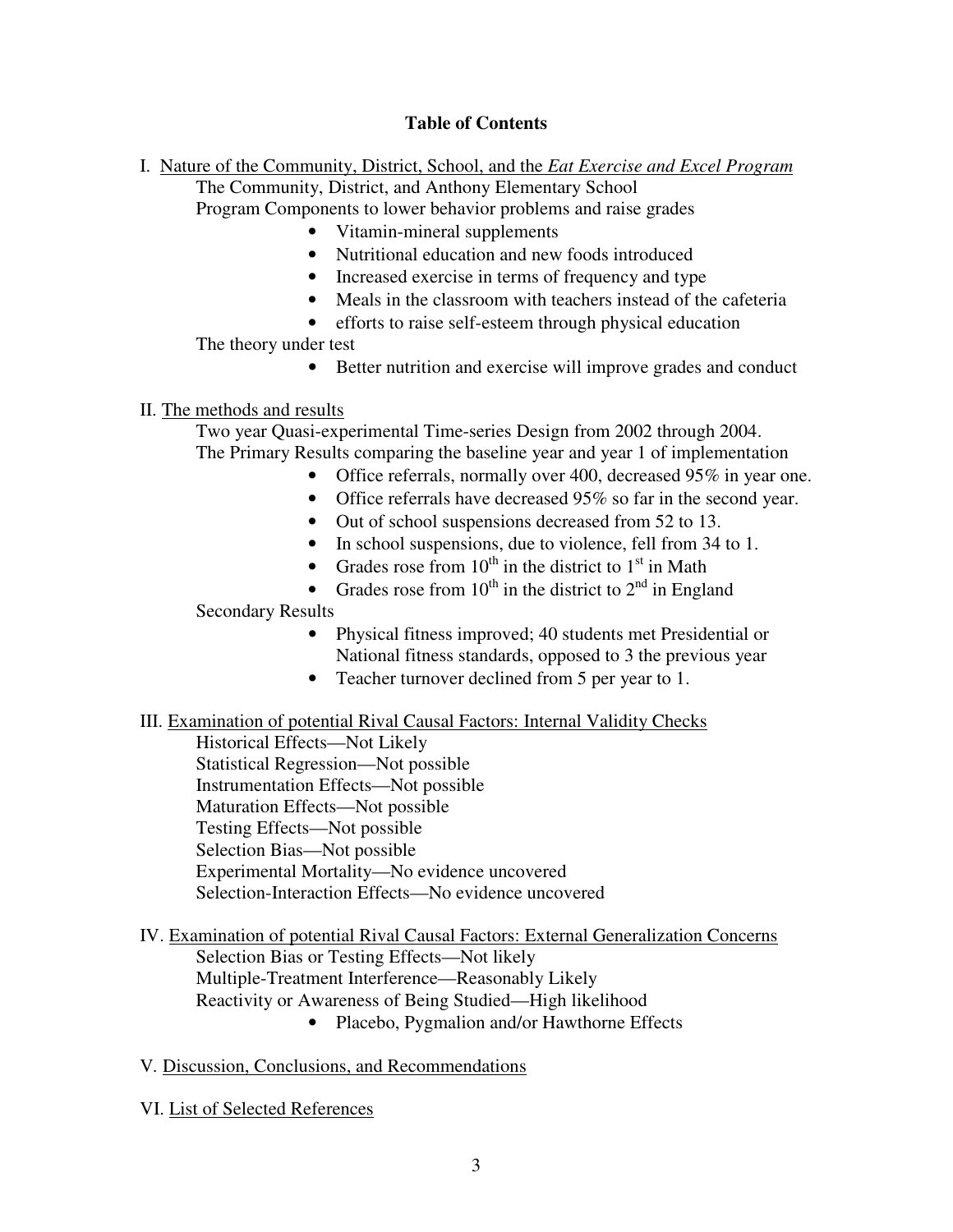## Table of Contents

I. <u>Nature of the Community, District, School, and the *Eat Exercise and Excel Program*</u>

The Community, District, and Anthony Elementary School

Program Components to lower behavior problems and raise grades

- Vitamin-mineral supplements
- Nutritional education and new foods introduced
- Increased exercise in terms of frequency and type
- Meals in the classroom with teachers instead of the cafeteria
- efforts to raise self-esteem through physical education

The theory under test

- Better nutrition and exercise will improve grades and conduct

II. <u>The methods and results</u>

Two year Quasi-experimental Time-series Design from 2002 through 2004.

The Primary Results comparing the baseline year and year 1 of implementation

- Office referrals, normally over 400, decreased 95% in year one.
- Office referrals have decreased 95% so far in the second year.
- Out of school suspensions decreased from 52 to 13.
- In school suspensions, due to violence, fell from 34 to 1.
- Grades rose from 10th in the district to 1st in Math
- Grades rose from 10th in the district to 2nd in England

Secondary Results

- Physical fitness improved; 40 students met Presidential or National fitness standards, opposed to 3 the previous year
- Teacher turnover declined from 5 per year to 1.

III. <u>Examination of potential Rival Causal Factors: Internal Validity Checks</u>

Historical Effects—Not Likely
Statistical Regression—Not possible
Instrumentation Effects—Not possible
Maturation Effects—Not possible
Testing Effects—Not possible
Selection Bias—Not possible
Experimental Mortality—No evidence uncovered
Selection-Interaction Effects—No evidence uncovered

IV. <u>Examination of potential Rival Causal Factors: External Generalization Concerns</u>

Selection Bias or Testing Effects—Not likely
Multiple-Treatment Interference—Reasonably Likely
Reactivity or Awareness of Being Studied—High likelihood

- Placebo, Pygmalion and/or Hawthorne Effects

V. <u>Discussion, Conclusions, and Recommendations</u>

VI. <u>List of Selected References</u>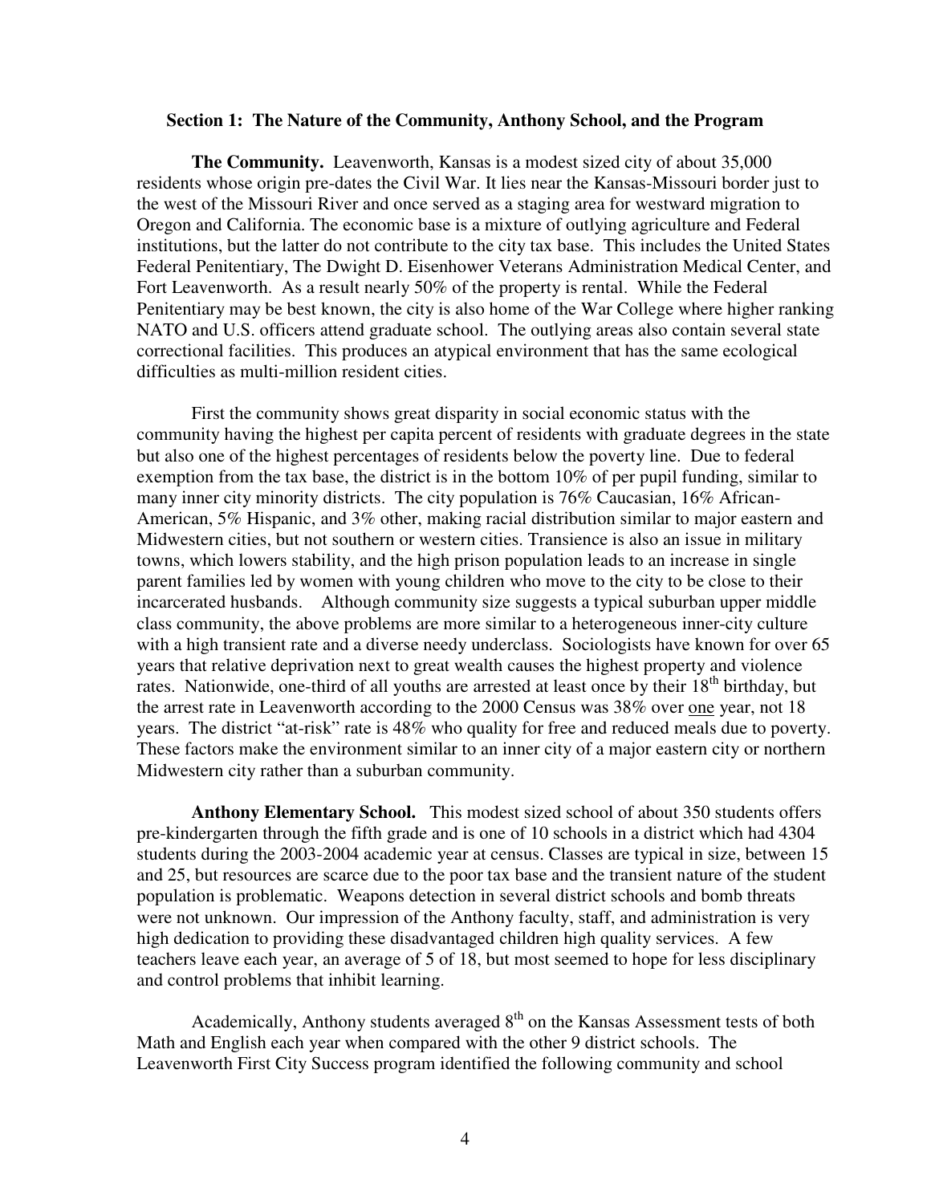### Section 1: The Nature of the Community, Anthony School, and the Program

**The Community.** Leavenworth, Kansas is a modest sized city of about 35,000 residents whose origin pre-dates the Civil War. It lies near the Kansas-Missouri border just to the west of the Missouri River and once served as a staging area for westward migration to Oregon and California. The economic base is a mixture of outlying agriculture and Federal institutions, but the latter do not contribute to the city tax base. This includes the United States Federal Penitentiary, The Dwight D. Eisenhower Veterans Administration Medical Center, and Fort Leavenworth. As a result nearly 50% of the property is rental. While the Federal Penitentiary may be best known, the city is also home of the War College where higher ranking NATO and U.S. officers attend graduate school. The outlying areas also contain several state correctional facilities. This produces an atypical environment that has the same ecological difficulties as multi-million resident cities.

First the community shows great disparity in social economic status with the community having the highest per capita percent of residents with graduate degrees in the state but also one of the highest percentages of residents below the poverty line. Due to federal exemption from the tax base, the district is in the bottom 10% of per pupil funding, similar to many inner city minority districts. The city population is 76% Caucasian, 16% African-American, 5% Hispanic, and 3% other, making racial distribution similar to major eastern and Midwestern cities, but not southern or western cities. Transience is also an issue in military towns, which lowers stability, and the high prison population leads to an increase in single parent families led by women with young children who move to the city to be close to their incarcerated husbands. Although community size suggests a typical suburban upper middle class community, the above problems are more similar to a heterogeneous inner-city culture with a high transient rate and a diverse needy underclass. Sociologists have known for over 65 years that relative deprivation next to great wealth causes the highest property and violence rates. Nationwide, one-third of all youths are arrested at least once by their 18th birthday, but the arrest rate in Leavenworth according to the 2000 Census was 38% over <u>one</u> year, not 18 years. The district "at-risk" rate is 48% who quality for free and reduced meals due to poverty. These factors make the environment similar to an inner city of a major eastern city or northern Midwestern city rather than a suburban community.

**Anthony Elementary School.** This modest sized school of about 350 students offers pre-kindergarten through the fifth grade and is one of 10 schools in a district which had 4304 students during the 2003-2004 academic year at census. Classes are typical in size, between 15 and 25, but resources are scarce due to the poor tax base and the transient nature of the student population is problematic. Weapons detection in several district schools and bomb threats were not unknown. Our impression of the Anthony faculty, staff, and administration is very high dedication to providing these disadvantaged children high quality services. A few teachers leave each year, an average of 5 of 18, but most seemed to hope for less disciplinary and control problems that inhibit learning.

Academically, Anthony students averaged 8th on the Kansas Assessment tests of both Math and English each year when compared with the other 9 district schools. The Leavenworth First City Success program identified the following community and school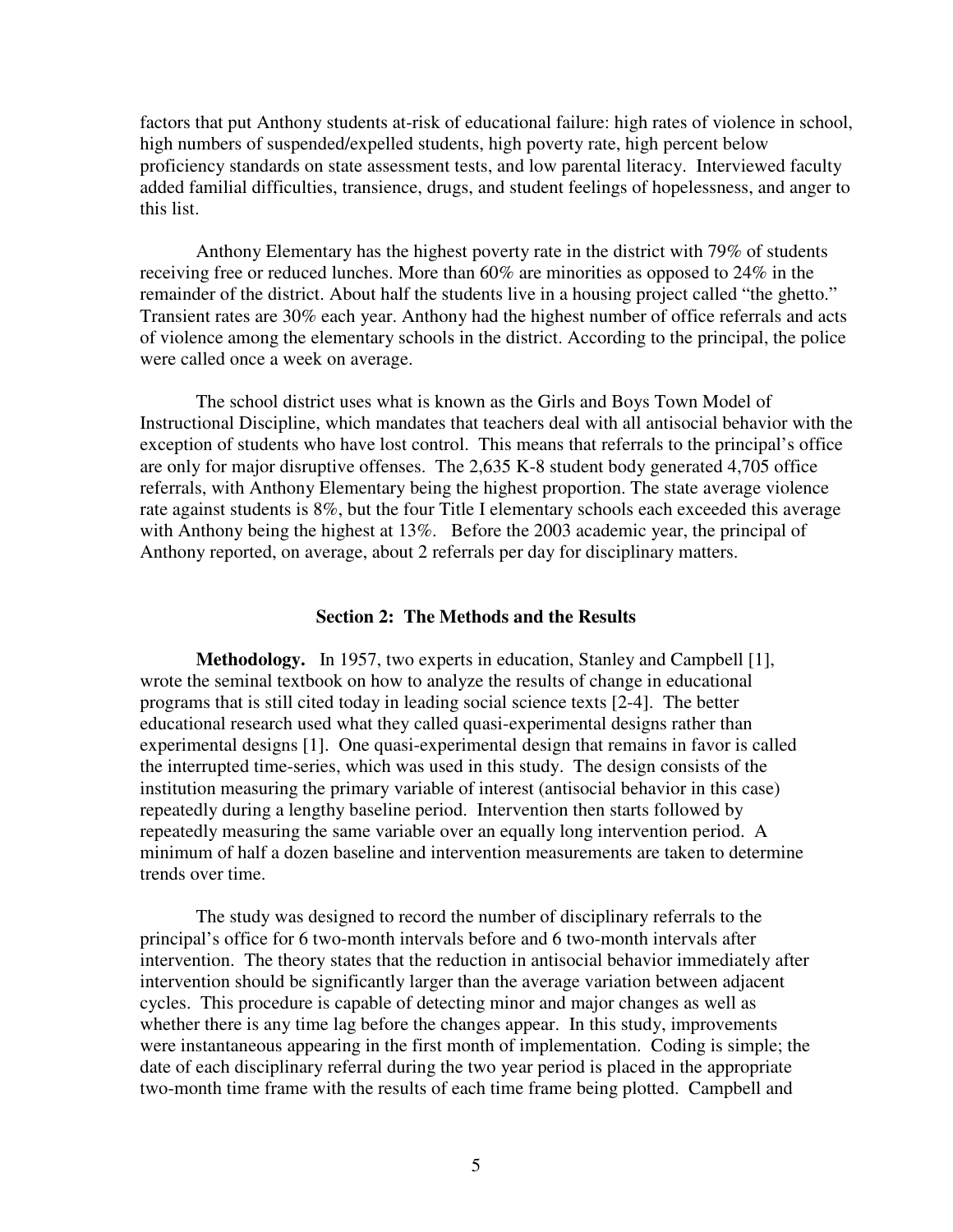factors that put Anthony students at-risk of educational failure: high rates of violence in school, high numbers of suspended/expelled students, high poverty rate, high percent below proficiency standards on state assessment tests, and low parental literacy. Interviewed faculty added familial difficulties, transience, drugs, and student feelings of hopelessness, and anger to this list.

Anthony Elementary has the highest poverty rate in the district with 79% of students receiving free or reduced lunches. More than 60% are minorities as opposed to 24% in the remainder of the district. About half the students live in a housing project called "the ghetto." Transient rates are 30% each year. Anthony had the highest number of office referrals and acts of violence among the elementary schools in the district. According to the principal, the police were called once a week on average.

The school district uses what is known as the Girls and Boys Town Model of Instructional Discipline, which mandates that teachers deal with all antisocial behavior with the exception of students who have lost control. This means that referrals to the principal's office are only for major disruptive offenses. The 2,635 K-8 student body generated 4,705 office referrals, with Anthony Elementary being the highest proportion. The state average violence rate against students is 8%, but the four Title I elementary schools each exceeded this average with Anthony being the highest at 13%. Before the 2003 academic year, the principal of Anthony reported, on average, about 2 referrals per day for disciplinary matters.

## Section 2: The Methods and the Results

**Methodology.** In 1957, two experts in education, Stanley and Campbell [1], wrote the seminal textbook on how to analyze the results of change in educational programs that is still cited today in leading social science texts [2-4]. The better educational research used what they called quasi-experimental designs rather than experimental designs [1]. One quasi-experimental design that remains in favor is called the interrupted time-series, which was used in this study. The design consists of the institution measuring the primary variable of interest (antisocial behavior in this case) repeatedly during a lengthy baseline period. Intervention then starts followed by repeatedly measuring the same variable over an equally long intervention period. A minimum of half a dozen baseline and intervention measurements are taken to determine trends over time.

The study was designed to record the number of disciplinary referrals to the principal's office for 6 two-month intervals before and 6 two-month intervals after intervention. The theory states that the reduction in antisocial behavior immediately after intervention should be significantly larger than the average variation between adjacent cycles. This procedure is capable of detecting minor and major changes as well as whether there is any time lag before the changes appear. In this study, improvements were instantaneous appearing in the first month of implementation. Coding is simple; the date of each disciplinary referral during the two year period is placed in the appropriate two-month time frame with the results of each time frame being plotted. Campbell and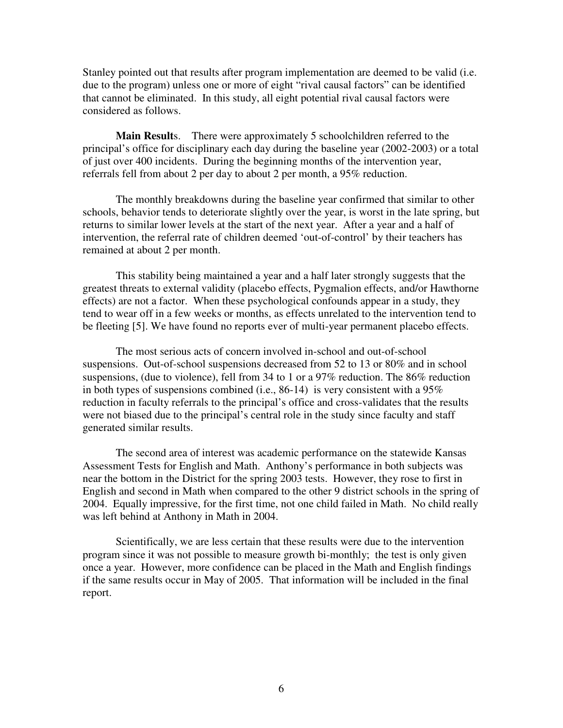Stanley pointed out that results after program implementation are deemed to be valid (i.e. due to the program) unless one or more of eight "rival causal factors" can be identified that cannot be eliminated. In this study, all eight potential rival causal factors were considered as follows.

**Main Result**s. There were approximately 5 schoolchildren referred to the principal's office for disciplinary each day during the baseline year (2002-2003) or a total of just over 400 incidents. During the beginning months of the intervention year, referrals fell from about 2 per day to about 2 per month, a 95% reduction.

The monthly breakdowns during the baseline year confirmed that similar to other schools, behavior tends to deteriorate slightly over the year, is worst in the late spring, but returns to similar lower levels at the start of the next year. After a year and a half of intervention, the referral rate of children deemed 'out-of-control' by their teachers has remained at about 2 per month.

This stability being maintained a year and a half later strongly suggests that the greatest threats to external validity (placebo effects, Pygmalion effects, and/or Hawthorne effects) are not a factor. When these psychological confounds appear in a study, they tend to wear off in a few weeks or months, as effects unrelated to the intervention tend to be fleeting [5]. We have found no reports ever of multi-year permanent placebo effects.

The most serious acts of concern involved in-school and out-of-school suspensions. Out-of-school suspensions decreased from 52 to 13 or 80% and in school suspensions, (due to violence), fell from 34 to 1 or a 97% reduction. The 86% reduction in both types of suspensions combined (i.e., 86-14) is very consistent with a 95% reduction in faculty referrals to the principal's office and cross-validates that the results were not biased due to the principal's central role in the study since faculty and staff generated similar results.

The second area of interest was academic performance on the statewide Kansas Assessment Tests for English and Math. Anthony's performance in both subjects was near the bottom in the District for the spring 2003 tests. However, they rose to first in English and second in Math when compared to the other 9 district schools in the spring of 2004. Equally impressive, for the first time, not one child failed in Math. No child really was left behind at Anthony in Math in 2004.

Scientifically, we are less certain that these results were due to the intervention program since it was not possible to measure growth bi-monthly; the test is only given once a year. However, more confidence can be placed in the Math and English findings if the same results occur in May of 2005. That information will be included in the final report.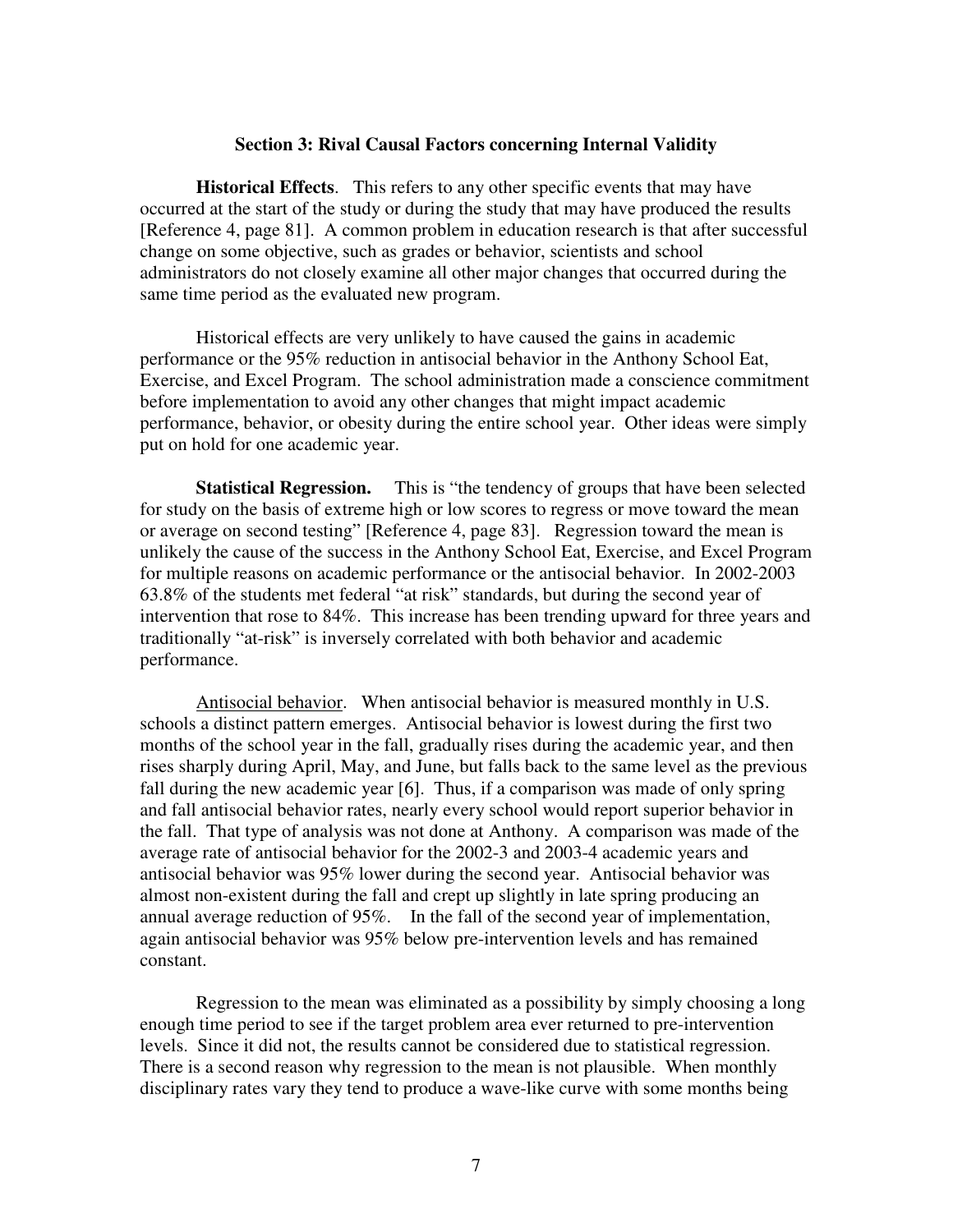### Section 3: Rival Causal Factors concerning Internal Validity

**Historical Effects**. This refers to any other specific events that may have occurred at the start of the study or during the study that may have produced the results [Reference 4, page 81]. A common problem in education research is that after successful change on some objective, such as grades or behavior, scientists and school administrators do not closely examine all other major changes that occurred during the same time period as the evaluated new program.

Historical effects are very unlikely to have caused the gains in academic performance or the 95% reduction in antisocial behavior in the Anthony School Eat, Exercise, and Excel Program. The school administration made a conscience commitment before implementation to avoid any other changes that might impact academic performance, behavior, or obesity during the entire school year. Other ideas were simply put on hold for one academic year.

**Statistical Regression.** This is "the tendency of groups that have been selected for study on the basis of extreme high or low scores to regress or move toward the mean or average on second testing" [Reference 4, page 83]. Regression toward the mean is unlikely the cause of the success in the Anthony School Eat, Exercise, and Excel Program for multiple reasons on academic performance or the antisocial behavior. In 2002-2003 63.8% of the students met federal "at risk" standards, but during the second year of intervention that rose to 84%. This increase has been trending upward for three years and traditionally "at-risk" is inversely correlated with both behavior and academic performance.

<u>Antisocial behavior</u>. When antisocial behavior is measured monthly in U.S. schools a distinct pattern emerges. Antisocial behavior is lowest during the first two months of the school year in the fall, gradually rises during the academic year, and then rises sharply during April, May, and June, but falls back to the same level as the previous fall during the new academic year [6]. Thus, if a comparison was made of only spring and fall antisocial behavior rates, nearly every school would report superior behavior in the fall. That type of analysis was not done at Anthony. A comparison was made of the average rate of antisocial behavior for the 2002-3 and 2003-4 academic years and antisocial behavior was 95% lower during the second year. Antisocial behavior was almost non-existent during the fall and crept up slightly in late spring producing an annual average reduction of 95%. In the fall of the second year of implementation, again antisocial behavior was 95% below pre-intervention levels and has remained constant.

Regression to the mean was eliminated as a possibility by simply choosing a long enough time period to see if the target problem area ever returned to pre-intervention levels. Since it did not, the results cannot be considered due to statistical regression. There is a second reason why regression to the mean is not plausible. When monthly disciplinary rates vary they tend to produce a wave-like curve with some months being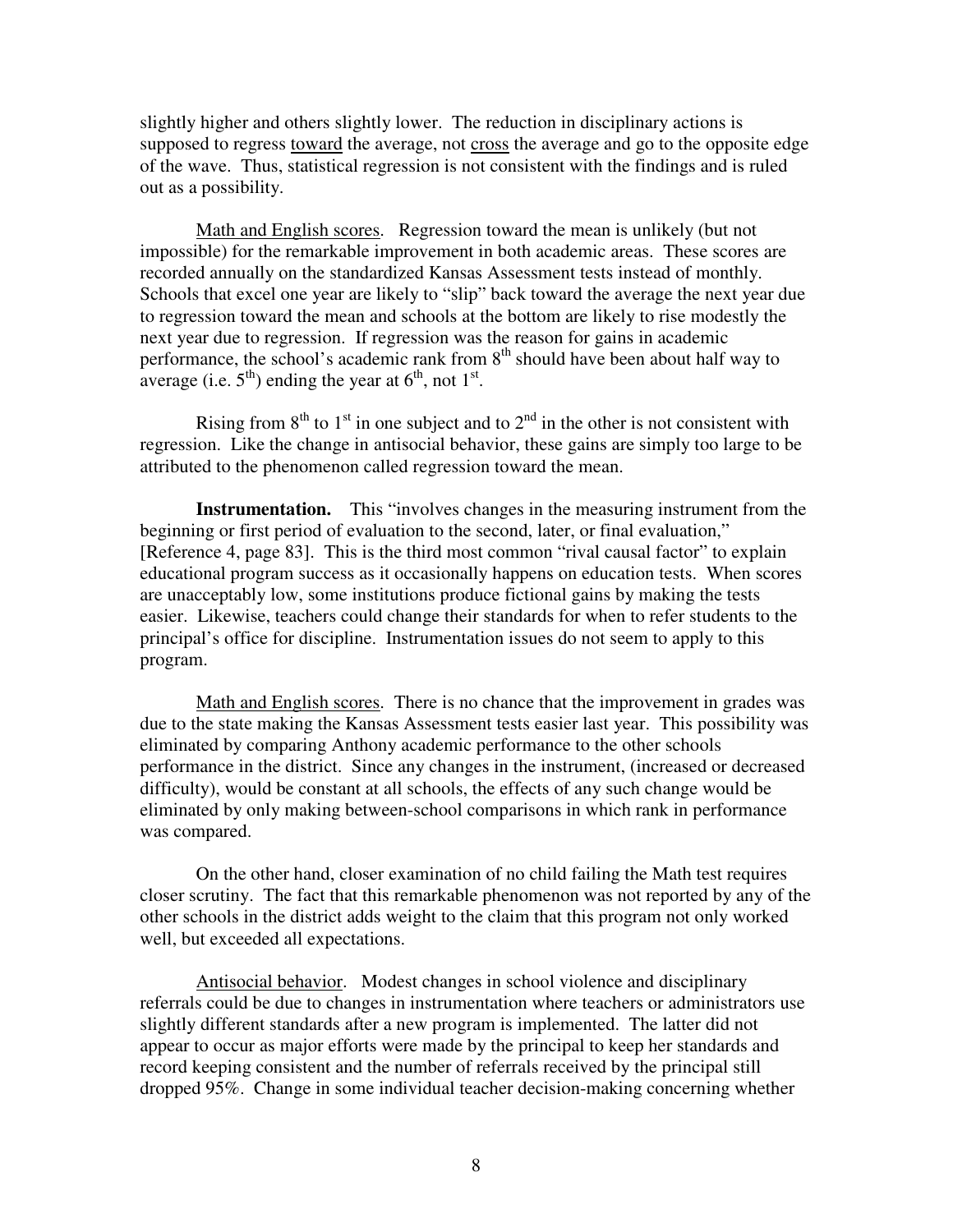slightly higher and others slightly lower. The reduction in disciplinary actions is supposed to regress <u>toward</u> the average, not <u>cross</u> the average and go to the opposite edge of the wave. Thus, statistical regression is not consistent with the findings and is ruled out as a possibility.

<u>Math and English scores</u>. Regression toward the mean is unlikely (but not impossible) for the remarkable improvement in both academic areas. These scores are recorded annually on the standardized Kansas Assessment tests instead of monthly. Schools that excel one year are likely to "slip" back toward the average the next year due to regression toward the mean and schools at the bottom are likely to rise modestly the next year due to regression. If regression was the reason for gains in academic performance, the school's academic rank from 8th should have been about half way to average (i.e. 5th) ending the year at 6th, not 1st.

Rising from 8th to 1st in one subject and to 2nd in the other is not consistent with regression. Like the change in antisocial behavior, these gains are simply too large to be attributed to the phenomenon called regression toward the mean.

**Instrumentation.** This "involves changes in the measuring instrument from the beginning or first period of evaluation to the second, later, or final evaluation," [Reference 4, page 83]. This is the third most common "rival causal factor" to explain educational program success as it occasionally happens on education tests. When scores are unacceptably low, some institutions produce fictional gains by making the tests easier. Likewise, teachers could change their standards for when to refer students to the principal's office for discipline. Instrumentation issues do not seem to apply to this program.

<u>Math and English scores</u>. There is no chance that the improvement in grades was due to the state making the Kansas Assessment tests easier last year. This possibility was eliminated by comparing Anthony academic performance to the other schools performance in the district. Since any changes in the instrument, (increased or decreased difficulty), would be constant at all schools, the effects of any such change would be eliminated by only making between-school comparisons in which rank in performance was compared.

On the other hand, closer examination of no child failing the Math test requires closer scrutiny. The fact that this remarkable phenomenon was not reported by any of the other schools in the district adds weight to the claim that this program not only worked well, but exceeded all expectations.

<u>Antisocial behavior</u>. Modest changes in school violence and disciplinary referrals could be due to changes in instrumentation where teachers or administrators use slightly different standards after a new program is implemented. The latter did not appear to occur as major efforts were made by the principal to keep her standards and record keeping consistent and the number of referrals received by the principal still dropped 95%. Change in some individual teacher decision-making concerning whether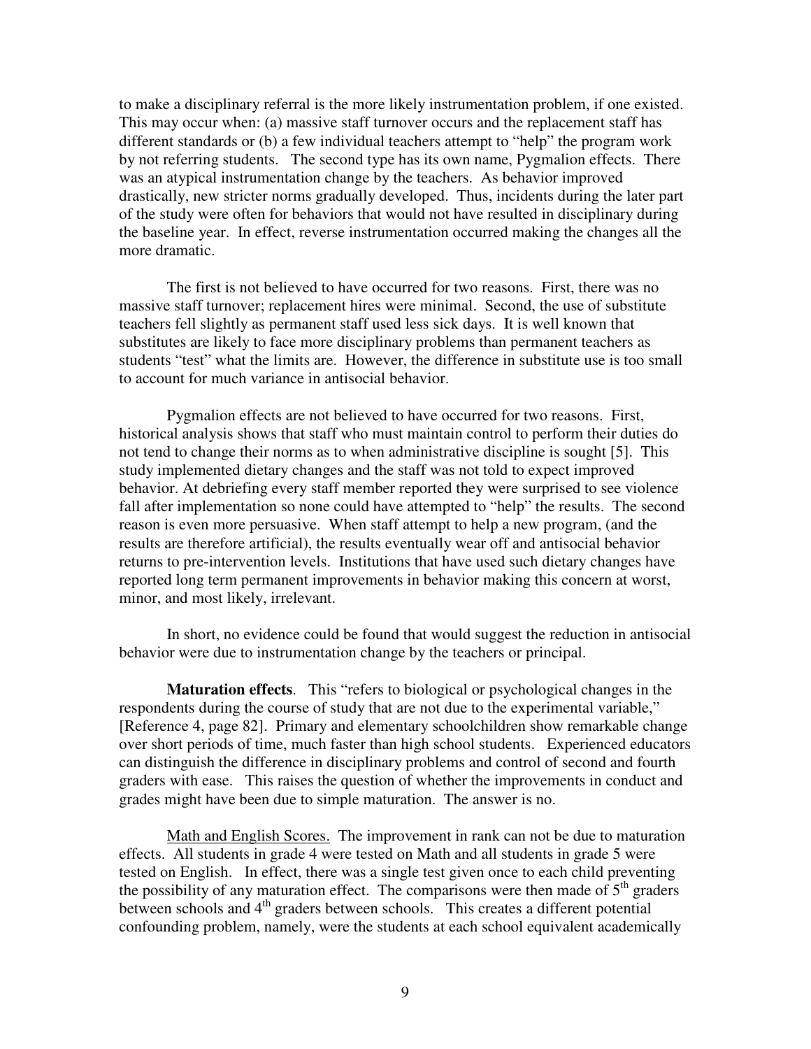to make a disciplinary referral is the more likely instrumentation problem, if one existed. This may occur when: (a) massive staff turnover occurs and the replacement staff has different standards or (b) a few individual teachers attempt to "help" the program work by not referring students. The second type has its own name, Pygmalion effects. There was an atypical instrumentation change by the teachers. As behavior improved drastically, new stricter norms gradually developed. Thus, incidents during the later part of the study were often for behaviors that would not have resulted in disciplinary during the baseline year. In effect, reverse instrumentation occurred making the changes all the more dramatic.

The first is not believed to have occurred for two reasons. First, there was no massive staff turnover; replacement hires were minimal. Second, the use of substitute teachers fell slightly as permanent staff used less sick days. It is well known that substitutes are likely to face more disciplinary problems than permanent teachers as students "test" what the limits are. However, the difference in substitute use is too small to account for much variance in antisocial behavior.

Pygmalion effects are not believed to have occurred for two reasons. First, historical analysis shows that staff who must maintain control to perform their duties do not tend to change their norms as to when administrative discipline is sought [5]. This study implemented dietary changes and the staff was not told to expect improved behavior. At debriefing every staff member reported they were surprised to see violence fall after implementation so none could have attempted to "help" the results. The second reason is even more persuasive. When staff attempt to help a new program, (and the results are therefore artificial), the results eventually wear off and antisocial behavior returns to pre-intervention levels. Institutions that have used such dietary changes have reported long term permanent improvements in behavior making this concern at worst, minor, and most likely, irrelevant.

In short, no evidence could be found that would suggest the reduction in antisocial behavior were due to instrumentation change by the teachers or principal.

**Maturation effects**. This "refers to biological or psychological changes in the respondents during the course of study that are not due to the experimental variable," [Reference 4, page 82]. Primary and elementary schoolchildren show remarkable change over short periods of time, much faster than high school students. Experienced educators can distinguish the difference in disciplinary problems and control of second and fourth graders with ease. This raises the question of whether the improvements in conduct and grades might have been due to simple maturation. The answer is no.

<u>Math and English Scores.</u> The improvement in rank can not be due to maturation effects. All students in grade 4 were tested on Math and all students in grade 5 were tested on English. In effect, there was a single test given once to each child preventing the possibility of any maturation effect. The comparisons were then made of 5th graders between schools and 4th graders between schools. This creates a different potential confounding problem, namely, were the students at each school equivalent academically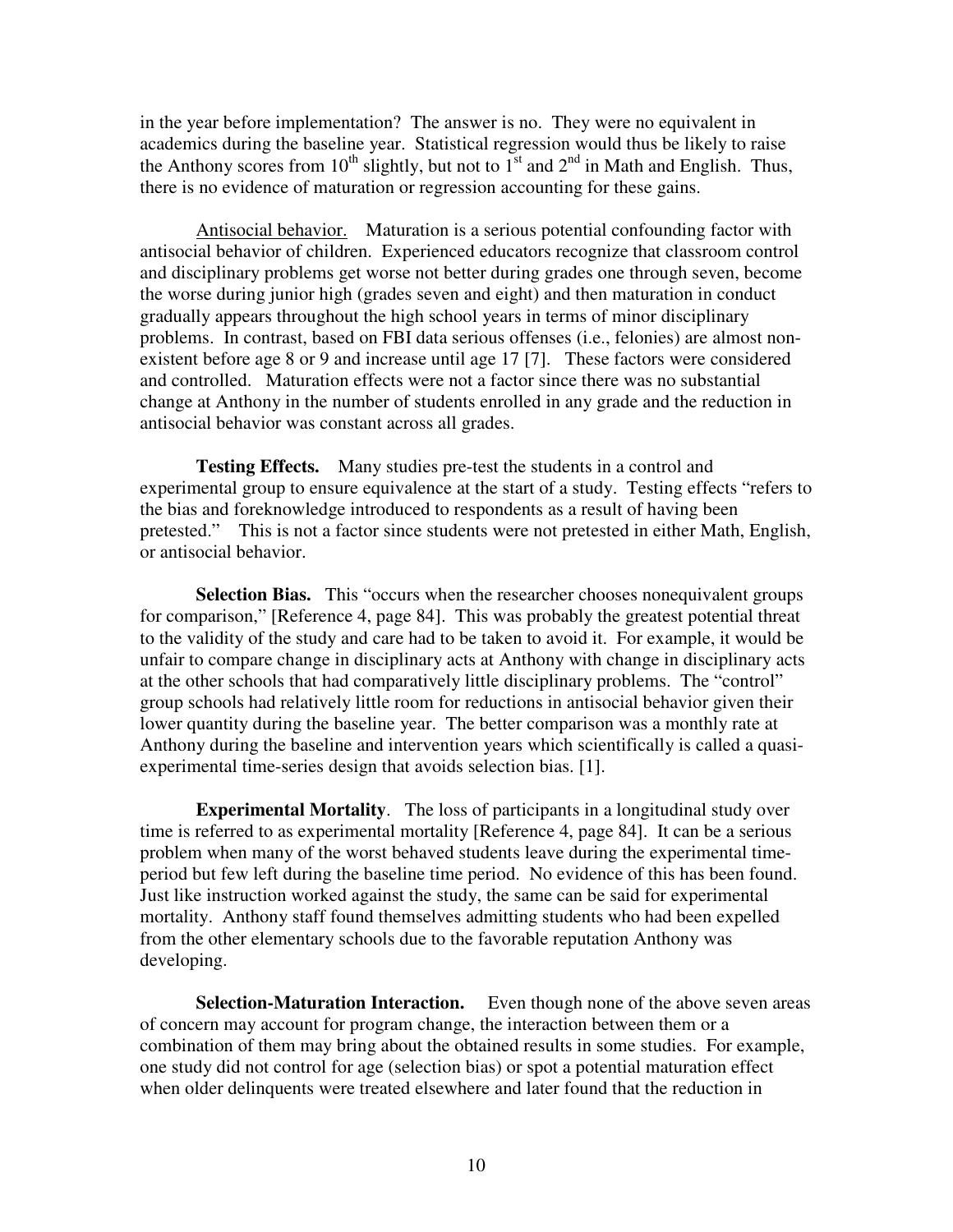in the year before implementation? The answer is no. They were no equivalent in academics during the baseline year. Statistical regression would thus be likely to raise the Anthony scores from 10th slightly, but not to 1st and 2nd in Math and English. Thus, there is no evidence of maturation or regression accounting for these gains.

Antisocial behavior. Maturation is a serious potential confounding factor with antisocial behavior of children. Experienced educators recognize that classroom control and disciplinary problems get worse not better during grades one through seven, become the worse during junior high (grades seven and eight) and then maturation in conduct gradually appears throughout the high school years in terms of minor disciplinary problems. In contrast, based on FBI data serious offenses (i.e., felonies) are almost non-existent before age 8 or 9 and increase until age 17 [7]. These factors were considered and controlled. Maturation effects were not a factor since there was no substantial change at Anthony in the number of students enrolled in any grade and the reduction in antisocial behavior was constant across all grades.

**Testing Effects.** Many studies pre-test the students in a control and experimental group to ensure equivalence at the start of a study. Testing effects "refers to the bias and foreknowledge introduced to respondents as a result of having been pretested." This is not a factor since students were not pretested in either Math, English, or antisocial behavior.

**Selection Bias.** This "occurs when the researcher chooses nonequivalent groups for comparison," [Reference 4, page 84]. This was probably the greatest potential threat to the validity of the study and care had to be taken to avoid it. For example, it would be unfair to compare change in disciplinary acts at Anthony with change in disciplinary acts at the other schools that had comparatively little disciplinary problems. The "control" group schools had relatively little room for reductions in antisocial behavior given their lower quantity during the baseline year. The better comparison was a monthly rate at Anthony during the baseline and intervention years which scientifically is called a quasi-experimental time-series design that avoids selection bias. [1].

**Experimental Mortality**. The loss of participants in a longitudinal study over time is referred to as experimental mortality [Reference 4, page 84]. It can be a serious problem when many of the worst behaved students leave during the experimental time-period but few left during the baseline time period. No evidence of this has been found. Just like instruction worked against the study, the same can be said for experimental mortality. Anthony staff found themselves admitting students who had been expelled from the other elementary schools due to the favorable reputation Anthony was developing.

**Selection-Maturation Interaction.** Even though none of the above seven areas of concern may account for program change, the interaction between them or a combination of them may bring about the obtained results in some studies. For example, one study did not control for age (selection bias) or spot a potential maturation effect when older delinquents were treated elsewhere and later found that the reduction in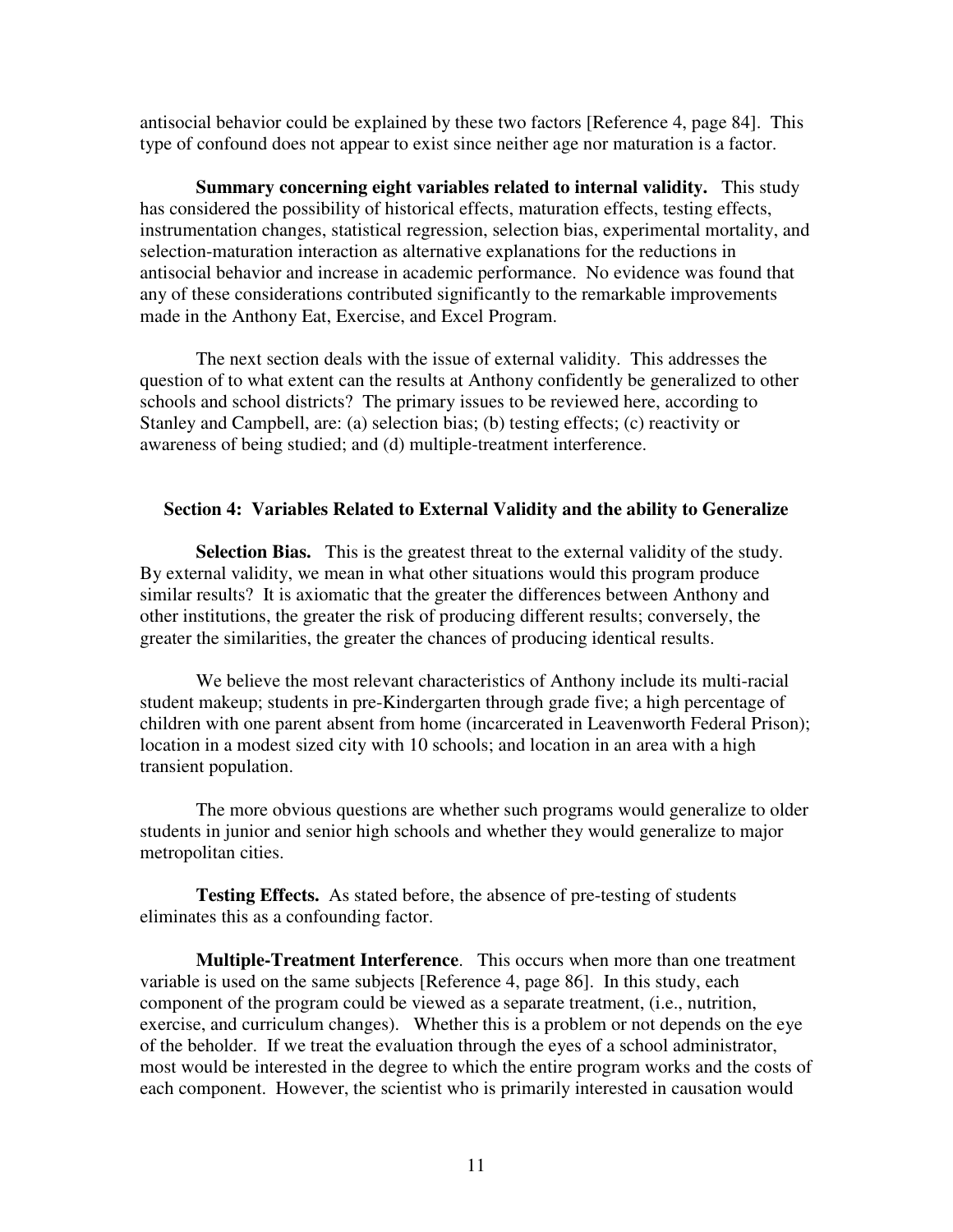antisocial behavior could be explained by these two factors [Reference 4, page 84]. This type of confound does not appear to exist since neither age nor maturation is a factor.

**Summary concerning eight variables related to internal validity.** This study has considered the possibility of historical effects, maturation effects, testing effects, instrumentation changes, statistical regression, selection bias, experimental mortality, and selection-maturation interaction as alternative explanations for the reductions in antisocial behavior and increase in academic performance. No evidence was found that any of these considerations contributed significantly to the remarkable improvements made in the Anthony Eat, Exercise, and Excel Program.

The next section deals with the issue of external validity. This addresses the question of to what extent can the results at Anthony confidently be generalized to other schools and school districts? The primary issues to be reviewed here, according to Stanley and Campbell, are: (a) selection bias; (b) testing effects; (c) reactivity or awareness of being studied; and (d) multiple-treatment interference.

## Section 4: Variables Related to External Validity and the ability to Generalize

**Selection Bias.** This is the greatest threat to the external validity of the study. By external validity, we mean in what other situations would this program produce similar results? It is axiomatic that the greater the differences between Anthony and other institutions, the greater the risk of producing different results; conversely, the greater the similarities, the greater the chances of producing identical results.

We believe the most relevant characteristics of Anthony include its multi-racial student makeup; students in pre-Kindergarten through grade five; a high percentage of children with one parent absent from home (incarcerated in Leavenworth Federal Prison); location in a modest sized city with 10 schools; and location in an area with a high transient population.

The more obvious questions are whether such programs would generalize to older students in junior and senior high schools and whether they would generalize to major metropolitan cities.

**Testing Effects.** As stated before, the absence of pre-testing of students eliminates this as a confounding factor.

**Multiple-Treatment Interference**. This occurs when more than one treatment variable is used on the same subjects [Reference 4, page 86]. In this study, each component of the program could be viewed as a separate treatment, (i.e., nutrition, exercise, and curriculum changes). Whether this is a problem or not depends on the eye of the beholder. If we treat the evaluation through the eyes of a school administrator, most would be interested in the degree to which the entire program works and the costs of each component. However, the scientist who is primarily interested in causation would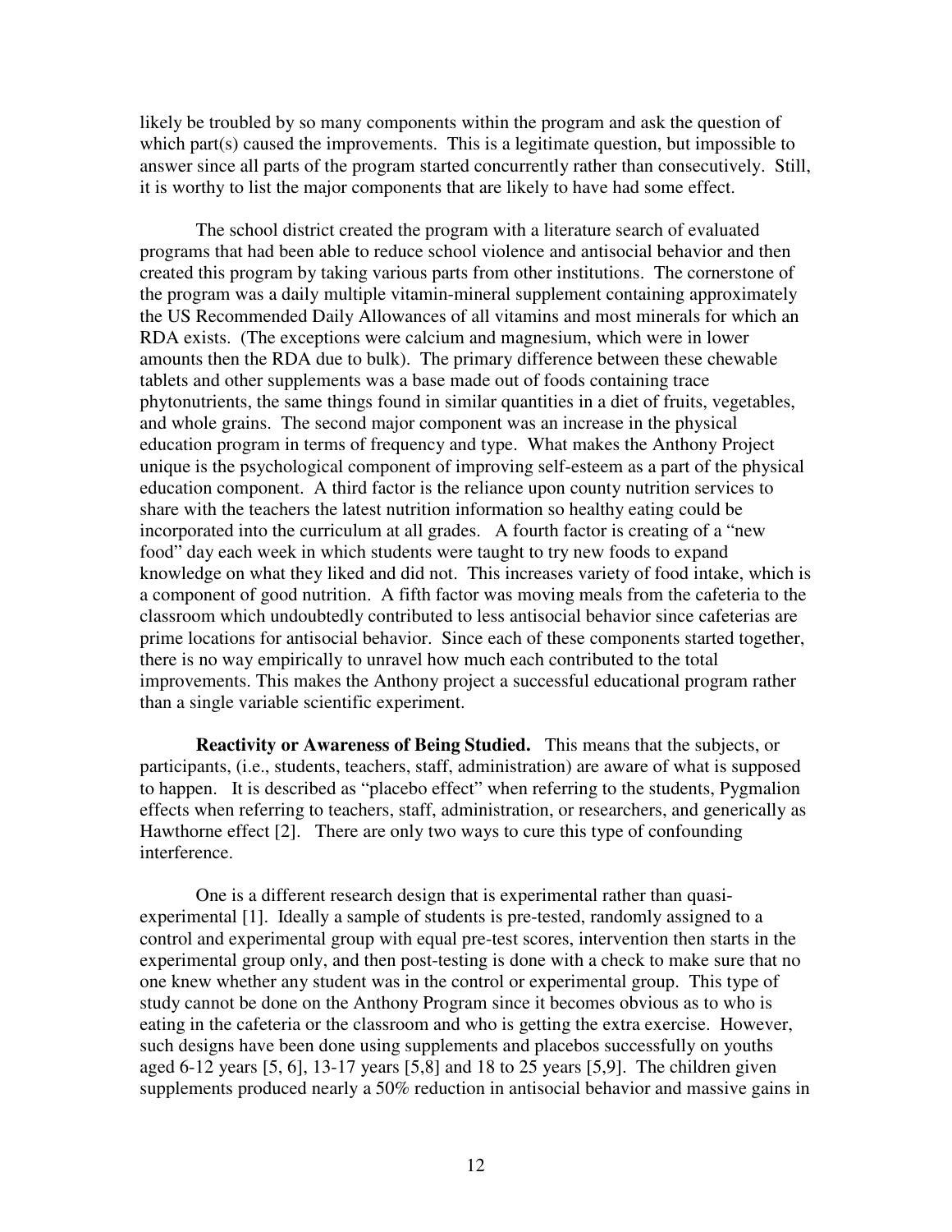likely be troubled by so many components within the program and ask the question of which part(s) caused the improvements. This is a legitimate question, but impossible to answer since all parts of the program started concurrently rather than consecutively. Still, it is worthy to list the major components that are likely to have had some effect.

The school district created the program with a literature search of evaluated programs that had been able to reduce school violence and antisocial behavior and then created this program by taking various parts from other institutions. The cornerstone of the program was a daily multiple vitamin-mineral supplement containing approximately the US Recommended Daily Allowances of all vitamins and most minerals for which an RDA exists. (The exceptions were calcium and magnesium, which were in lower amounts then the RDA due to bulk). The primary difference between these chewable tablets and other supplements was a base made out of foods containing trace phytonutrients, the same things found in similar quantities in a diet of fruits, vegetables, and whole grains. The second major component was an increase in the physical education program in terms of frequency and type. What makes the Anthony Project unique is the psychological component of improving self-esteem as a part of the physical education component. A third factor is the reliance upon county nutrition services to share with the teachers the latest nutrition information so healthy eating could be incorporated into the curriculum at all grades. A fourth factor is creating of a "new food" day each week in which students were taught to try new foods to expand knowledge on what they liked and did not. This increases variety of food intake, which is a component of good nutrition. A fifth factor was moving meals from the cafeteria to the classroom which undoubtedly contributed to less antisocial behavior since cafeterias are prime locations for antisocial behavior. Since each of these components started together, there is no way empirically to unravel how much each contributed to the total improvements. This makes the Anthony project a successful educational program rather than a single variable scientific experiment.

**Reactivity or Awareness of Being Studied.** This means that the subjects, or participants, (i.e., students, teachers, staff, administration) are aware of what is supposed to happen. It is described as "placebo effect" when referring to the students, Pygmalion effects when referring to teachers, staff, administration, or researchers, and generically as Hawthorne effect [2]. There are only two ways to cure this type of confounding interference.

One is a different research design that is experimental rather than quasi-experimental [1]. Ideally a sample of students is pre-tested, randomly assigned to a control and experimental group with equal pre-test scores, intervention then starts in the experimental group only, and then post-testing is done with a check to make sure that no one knew whether any student was in the control or experimental group. This type of study cannot be done on the Anthony Program since it becomes obvious as to who is eating in the cafeteria or the classroom and who is getting the extra exercise. However, such designs have been done using supplements and placebos successfully on youths aged 6-12 years [5, 6], 13-17 years [5,8] and 18 to 25 years [5,9]. The children given supplements produced nearly a 50% reduction in antisocial behavior and massive gains in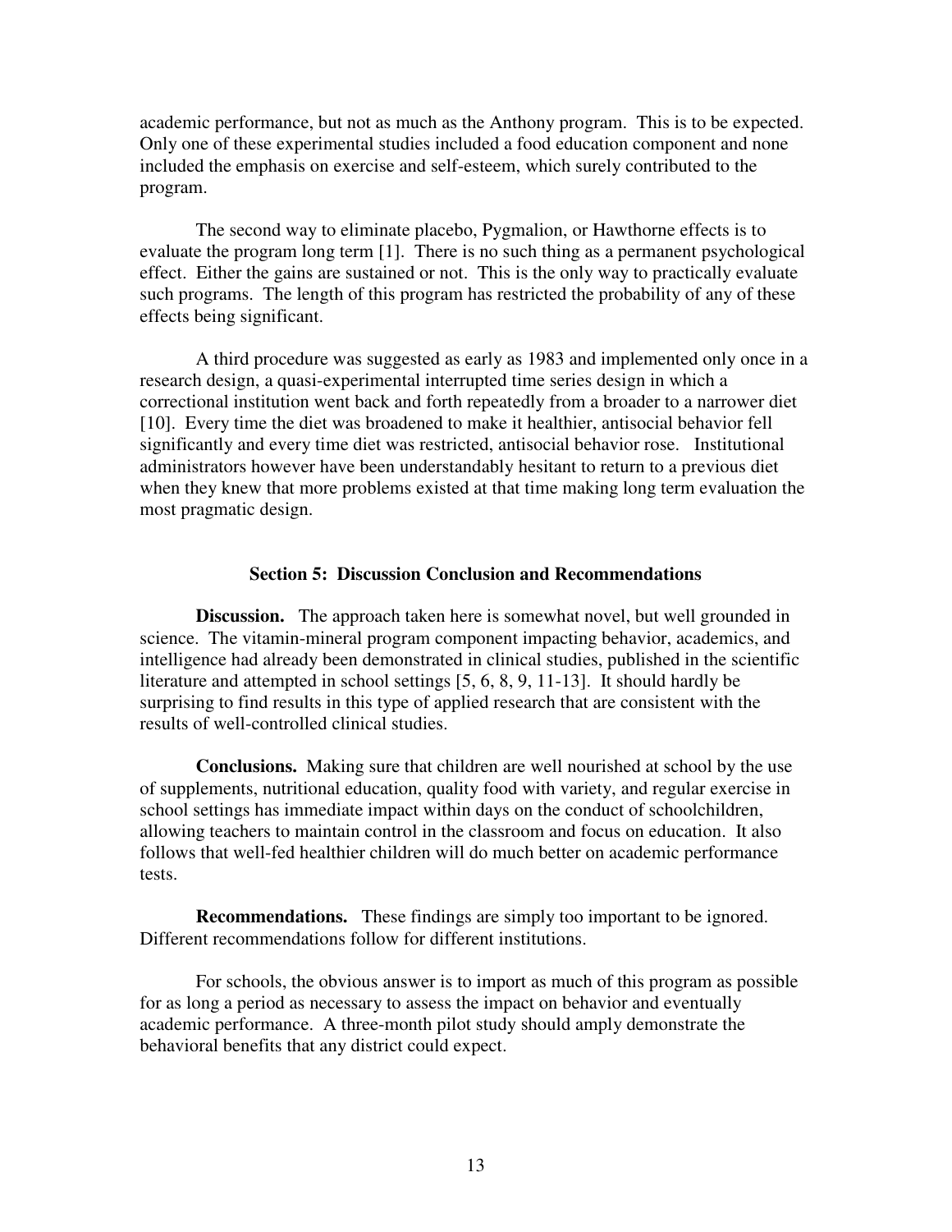academic performance, but not as much as the Anthony program. This is to be expected. Only one of these experimental studies included a food education component and none included the emphasis on exercise and self-esteem, which surely contributed to the program.

The second way to eliminate placebo, Pygmalion, or Hawthorne effects is to evaluate the program long term [1]. There is no such thing as a permanent psychological effect. Either the gains are sustained or not. This is the only way to practically evaluate such programs. The length of this program has restricted the probability of any of these effects being significant.

A third procedure was suggested as early as 1983 and implemented only once in a research design, a quasi-experimental interrupted time series design in which a correctional institution went back and forth repeatedly from a broader to a narrower diet [10]. Every time the diet was broadened to make it healthier, antisocial behavior fell significantly and every time diet was restricted, antisocial behavior rose. Institutional administrators however have been understandably hesitant to return to a previous diet when they knew that more problems existed at that time making long term evaluation the most pragmatic design.

## Section 5: Discussion Conclusion and Recommendations

**Discussion.** The approach taken here is somewhat novel, but well grounded in science. The vitamin-mineral program component impacting behavior, academics, and intelligence had already been demonstrated in clinical studies, published in the scientific literature and attempted in school settings [5, 6, 8, 9, 11-13]. It should hardly be surprising to find results in this type of applied research that are consistent with the results of well-controlled clinical studies.

**Conclusions.** Making sure that children are well nourished at school by the use of supplements, nutritional education, quality food with variety, and regular exercise in school settings has immediate impact within days on the conduct of schoolchildren, allowing teachers to maintain control in the classroom and focus on education. It also follows that well-fed healthier children will do much better on academic performance tests.

**Recommendations.** These findings are simply too important to be ignored. Different recommendations follow for different institutions.

For schools, the obvious answer is to import as much of this program as possible for as long a period as necessary to assess the impact on behavior and eventually academic performance. A three-month pilot study should amply demonstrate the behavioral benefits that any district could expect.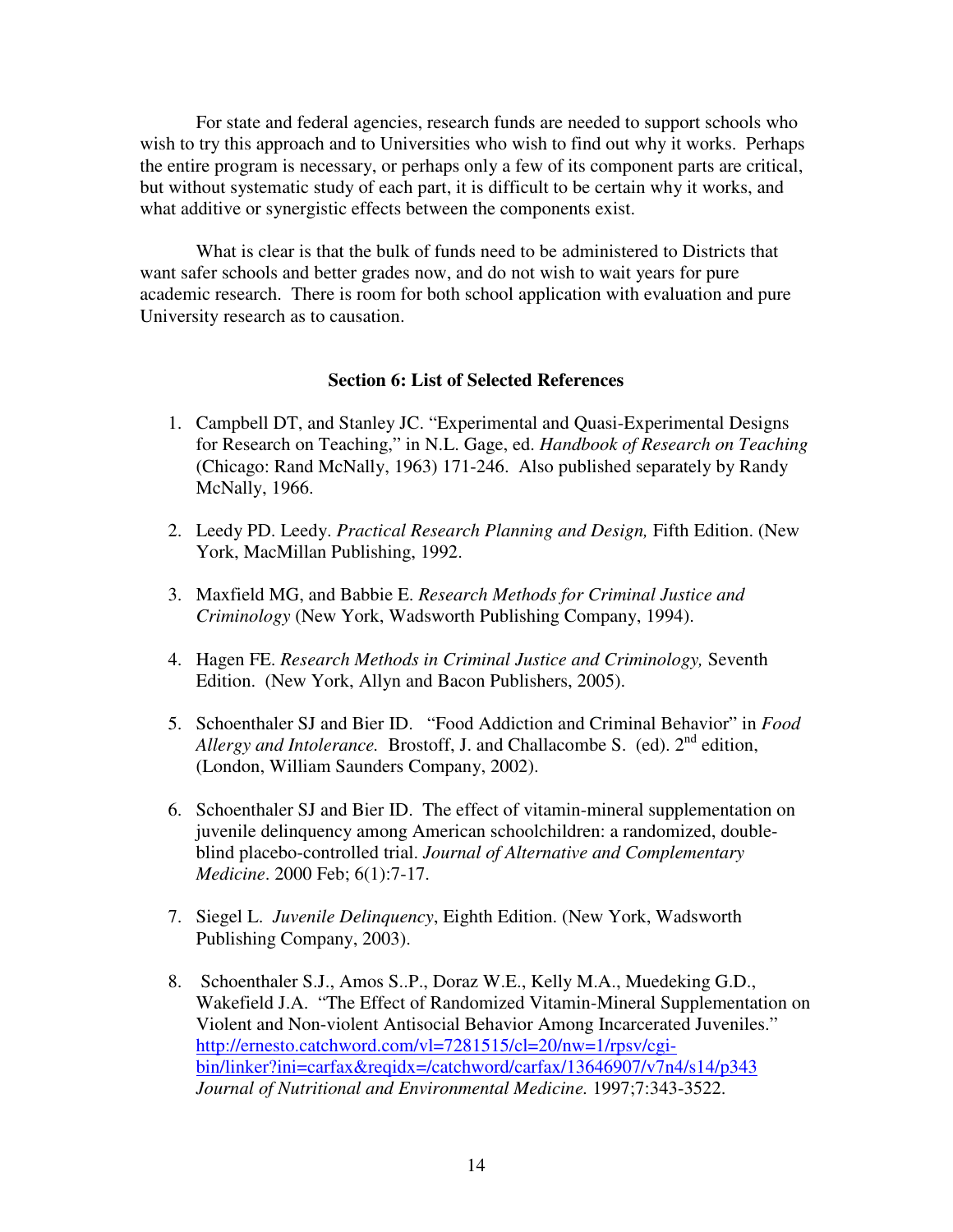For state and federal agencies, research funds are needed to support schools who wish to try this approach and to Universities who wish to find out why it works. Perhaps the entire program is necessary, or perhaps only a few of its component parts are critical, but without systematic study of each part, it is difficult to be certain why it works, and what additive or synergistic effects between the components exist.

What is clear is that the bulk of funds need to be administered to Districts that want safer schools and better grades now, and do not wish to wait years for pure academic research. There is room for both school application with evaluation and pure University research as to causation.

## Section 6: List of Selected References

1. Campbell DT, and Stanley JC. "Experimental and Quasi-Experimental Designs for Research on Teaching," in N.L. Gage, ed. *Handbook of Research on Teaching* (Chicago: Rand McNally, 1963) 171-246. Also published separately by Randy McNally, 1966.

2. Leedy PD. Leedy. *Practical Research Planning and Design,* Fifth Edition. (New York, MacMillan Publishing, 1992.

3. Maxfield MG, and Babbie E. *Research Methods for Criminal Justice and Criminology* (New York, Wadsworth Publishing Company, 1994).

4. Hagen FE. *Research Methods in Criminal Justice and Criminology,* Seventh Edition. (New York, Allyn and Bacon Publishers, 2005).

5. Schoenthaler SJ and Bier ID. "Food Addiction and Criminal Behavior" in *Food Allergy and Intolerance.* Brostoff, J. and Challacombe S. (ed). 2nd edition, (London, William Saunders Company, 2002).

6. Schoenthaler SJ and Bier ID. The effect of vitamin-mineral supplementation on juvenile delinquency among American schoolchildren: a randomized, double-blind placebo-controlled trial. *Journal of Alternative and Complementary Medicine*. 2000 Feb; 6(1):7-17.

7. Siegel L. *Juvenile Delinquency*, Eighth Edition. (New York, Wadsworth Publishing Company, 2003).

8. Schoenthaler S.J., Amos S..P., Doraz W.E., Kelly M.A., Muedeking G.D., Wakefield J.A. "The Effect of Randomized Vitamin-Mineral Supplementation on Violent and Non-violent Antisocial Behavior Among Incarcerated Juveniles." http://ernesto.catchword.com/vl=7281515/cl=20/nw=1/rpsv/cgi-bin/linker?ini=carfax&reqidx=/catchword/carfax/13646907/v7n4/s14/p343 *Journal of Nutritional and Environmental Medicine.* 1997;7:343-3522.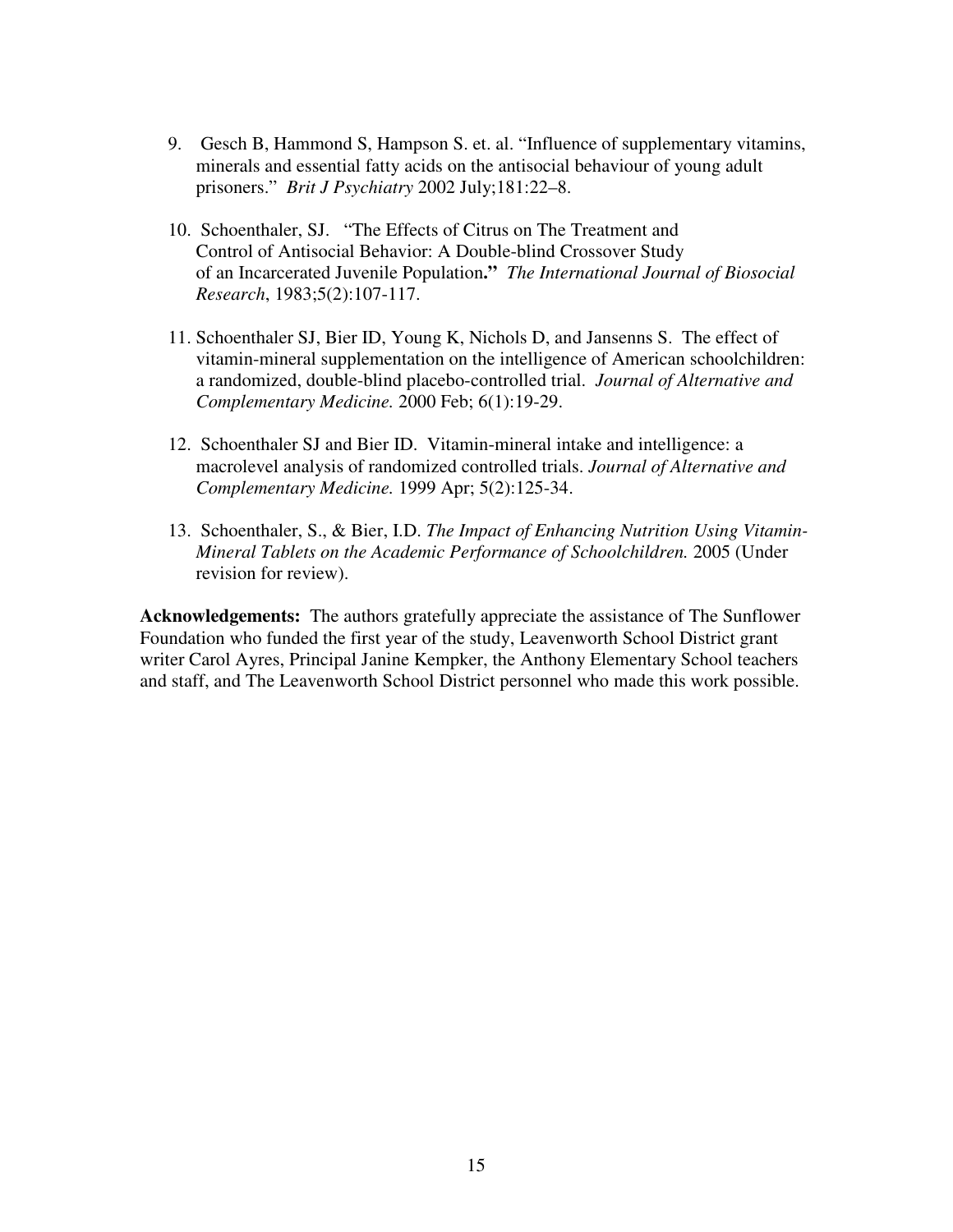9. Gesch B, Hammond S, Hampson S. et. al. “Influence of supplementary vitamins, minerals and essential fatty acids on the antisocial behaviour of young adult prisoners.” *Brit J Psychiatry* 2002 July;181:22–8.

10. Schoenthaler, SJ. “The Effects of Citrus on The Treatment and Control of Antisocial Behavior: A Double-blind Crossover Study of an Incarcerated Juvenile Population**.”** *The International Journal of Biosocial Research*, 1983;5(2):107-117.

11. Schoenthaler SJ, Bier ID, Young K, Nichols D, and Jansenns S. The effect of vitamin-mineral supplementation on the intelligence of American schoolchildren: a randomized, double-blind placebo-controlled trial. *Journal of Alternative and Complementary Medicine.* 2000 Feb; 6(1):19-29.

12. Schoenthaler SJ and Bier ID. Vitamin-mineral intake and intelligence: a macrolevel analysis of randomized controlled trials. *Journal of Alternative and Complementary Medicine.* 1999 Apr; 5(2):125-34.

13. Schoenthaler, S., & Bier, I.D. *The Impact of Enhancing Nutrition Using Vitamin-Mineral Tablets on the Academic Performance of Schoolchildren.* 2005 (Under revision for review).

**Acknowledgements:** The authors gratefully appreciate the assistance of The Sunflower Foundation who funded the first year of the study, Leavenworth School District grant writer Carol Ayres, Principal Janine Kempker, the Anthony Elementary School teachers and staff, and The Leavenworth School District personnel who made this work possible.